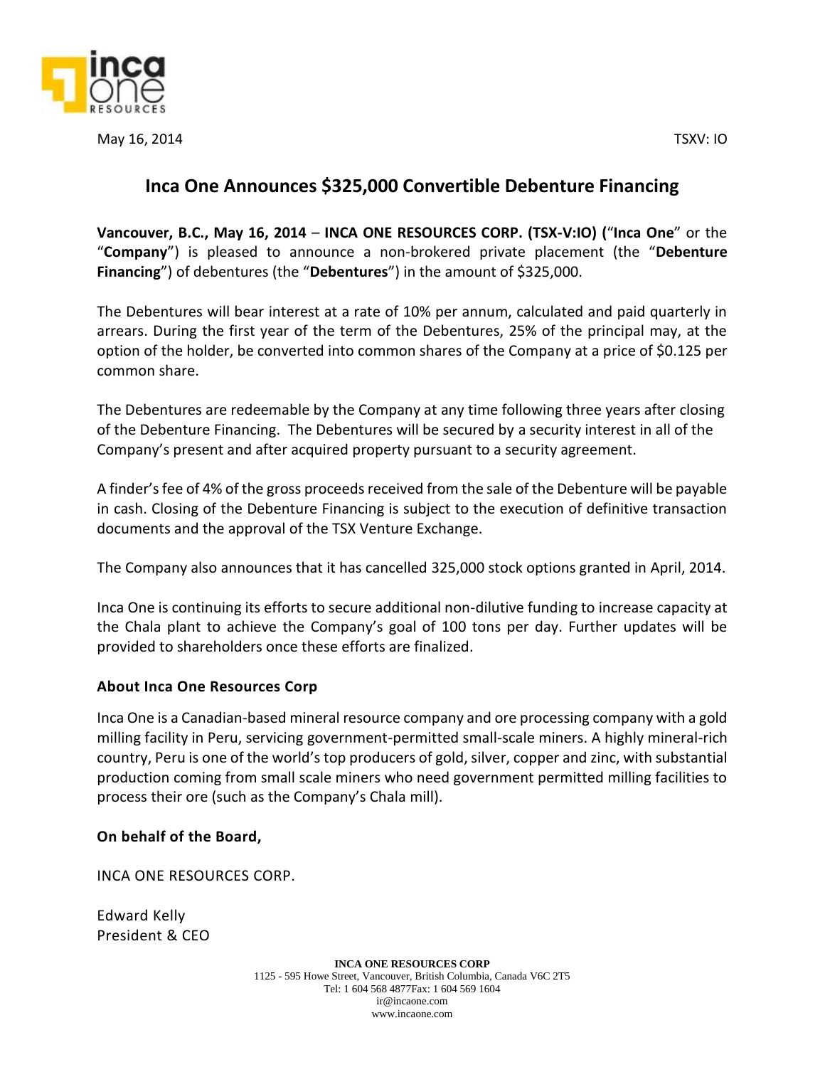May 16, 2014 TSXV: IO

# Inca One Announces $325,000 Convertible Debenture Financing

**Vancouver, B.C., May 16, 2014** – **INCA ONE RESOURCES CORP. (TSX-V:IO) (**"**Inca One**" or the "**Company**") is pleased to announce a non-brokered private placement (the "**Debenture Financing**") of debentures (the "**Debentures**") in the amount of $325,000.

The Debentures will bear interest at a rate of 10% per annum, calculated and paid quarterly in arrears. During the first year of the term of the Debentures, 25% of the principal may, at the option of the holder, be converted into common shares of the Company at a price of $0.125 per common share.

The Debentures are redeemable by the Company at any time following three years after closing of the Debenture Financing. The Debentures will be secured by a security interest in all of the Company's present and after acquired property pursuant to a security agreement.

A finder's fee of 4% of the gross proceeds received from the sale of the Debenture will be payable in cash. Closing of the Debenture Financing is subject to the execution of definitive transaction documents and the approval of the TSX Venture Exchange.

The Company also announces that it has cancelled 325,000 stock options granted in April, 2014.

Inca One is continuing its efforts to secure additional non-dilutive funding to increase capacity at the Chala plant to achieve the Company's goal of 100 tons per day. Further updates will be provided to shareholders once these efforts are finalized.

### About Inca One Resources Corp

Inca One is a Canadian-based mineral resource company and ore processing company with a gold milling facility in Peru, servicing government-permitted small-scale miners. A highly mineral-rich country, Peru is one of the world's top producers of gold, silver, copper and zinc, with substantial production coming from small scale miners who need government permitted milling facilities to process their ore (such as the Company's Chala mill).

**On behalf of the Board,**

INCA ONE RESOURCES CORP.

Edward Kelly
President & CEO

**INCA ONE RESOURCES CORP**
1125 - 595 Howe Street, Vancouver, British Columbia, Canada V6C 2T5
Tel: 1 604 568 4877Fax: 1 604 569 1604
ir@incaone.com
www.incaone.com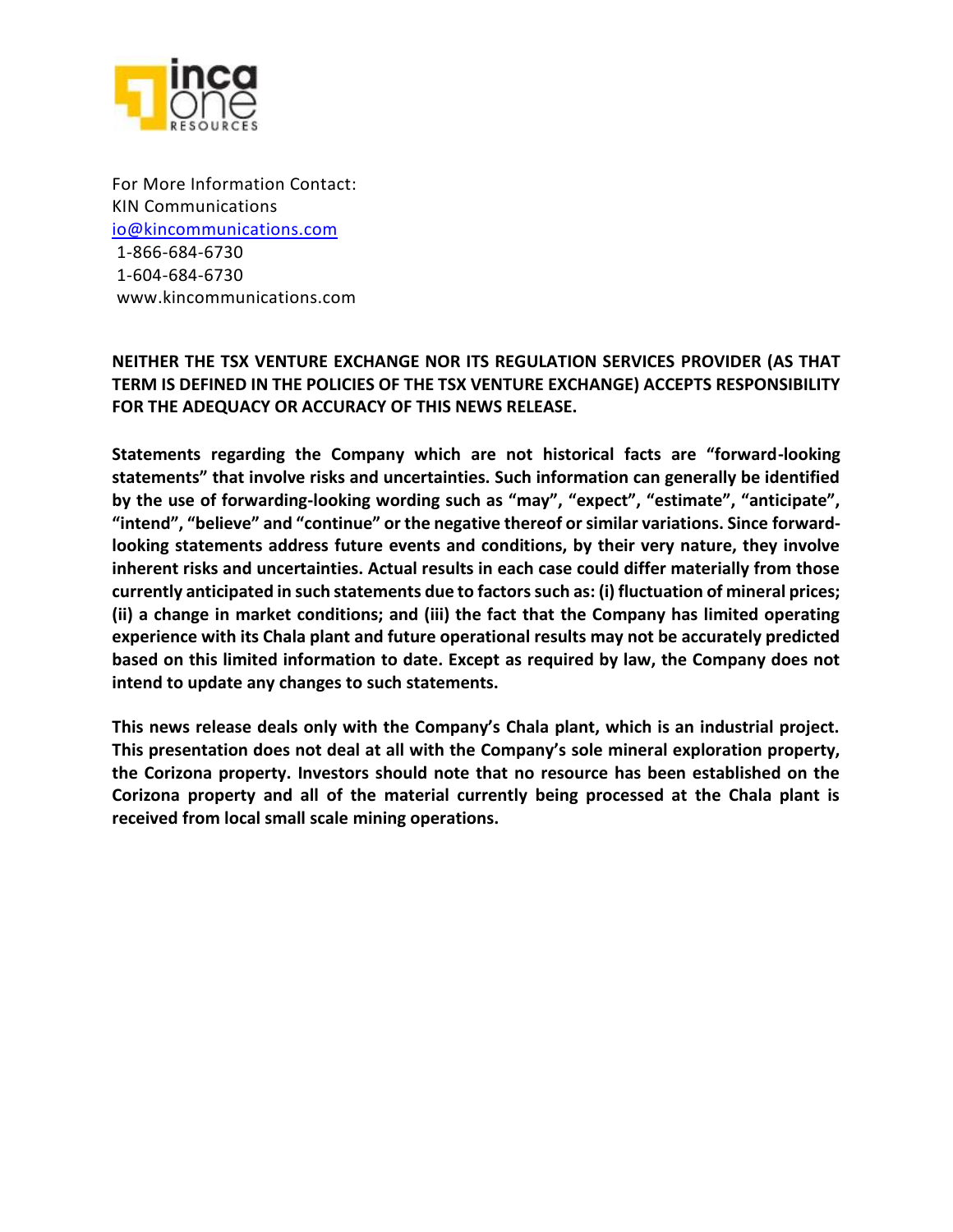For More Information Contact:
KIN Communications
io@kincommunications.com
1-866-684-6730
1-604-684-6730
www.kincommunications.com

**NEITHER THE TSX VENTURE EXCHANGE NOR ITS REGULATION SERVICES PROVIDER (AS THAT TERM IS DEFINED IN THE POLICIES OF THE TSX VENTURE EXCHANGE) ACCEPTS RESPONSIBILITY FOR THE ADEQUACY OR ACCURACY OF THIS NEWS RELEASE.**

**Statements regarding the Company which are not historical facts are "forward-looking statements" that involve risks and uncertainties. Such information can generally be identified by the use of forwarding-looking wording such as "may", "expect", "estimate", "anticipate", "intend", "believe" and "continue" or the negative thereof or similar variations. Since forward-looking statements address future events and conditions, by their very nature, they involve inherent risks and uncertainties. Actual results in each case could differ materially from those currently anticipated in such statements due to factors such as: (i) fluctuation of mineral prices; (ii) a change in market conditions; and (iii) the fact that the Company has limited operating experience with its Chala plant and future operational results may not be accurately predicted based on this limited information to date. Except as required by law, the Company does not intend to update any changes to such statements.**

**This news release deals only with the Company's Chala plant, which is an industrial project. This presentation does not deal at all with the Company's sole mineral exploration property, the Corizona property. Investors should note that no resource has been established on the Corizona property and all of the material currently being processed at the Chala plant is received from local small scale mining operations.**